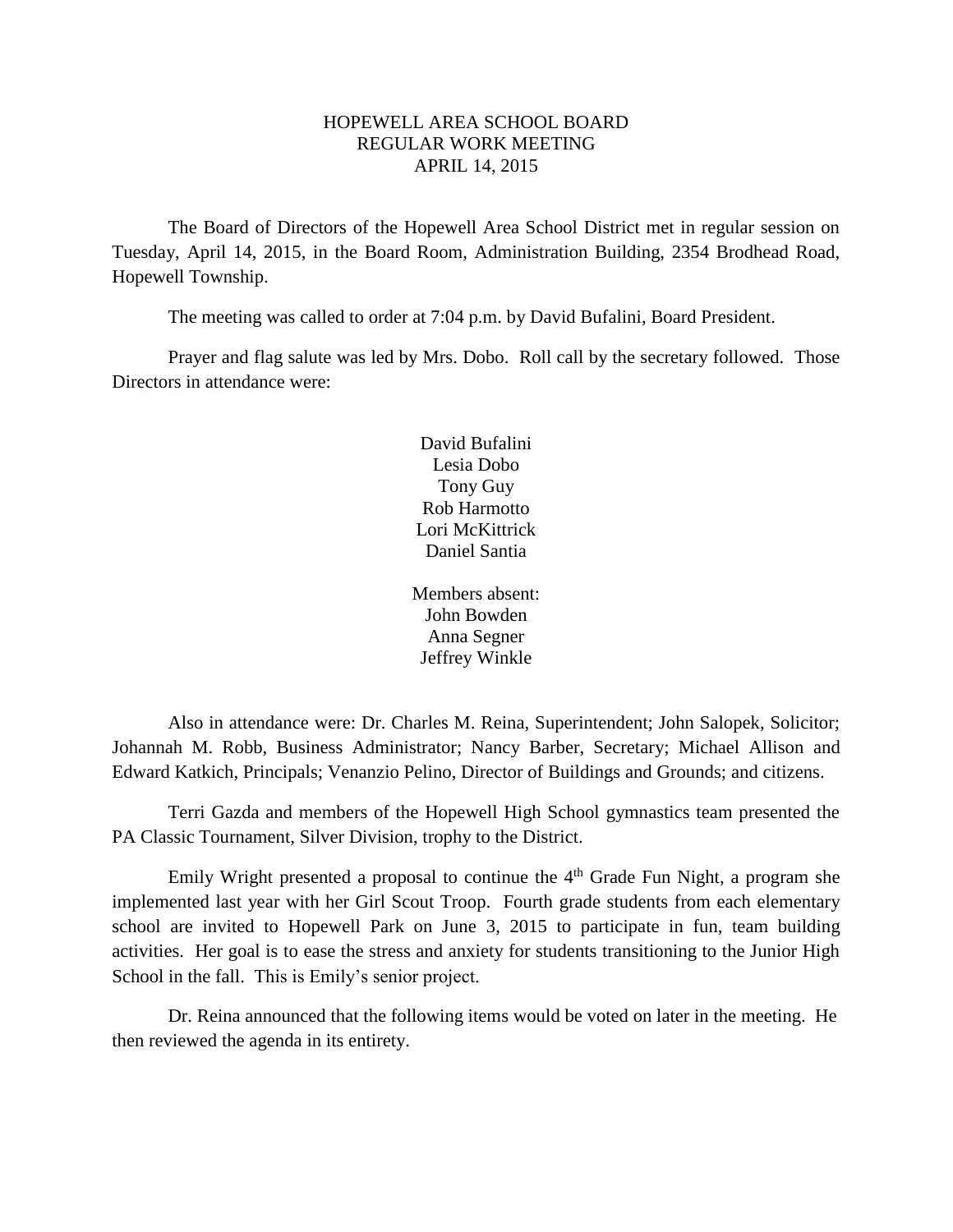# HOPEWELL AREA SCHOOL BOARD
## REGULAR WORK MEETING
## APRIL 14, 2015

The Board of Directors of the Hopewell Area School District met in regular session on Tuesday, April 14, 2015, in the Board Room, Administration Building, 2354 Brodhead Road, Hopewell Township.

The meeting was called to order at 7:04 p.m. by David Bufalini, Board President.

Prayer and flag salute was led by Mrs. Dobo. Roll call by the secretary followed. Those Directors in attendance were:

David Bufalini
Lesia Dobo
Tony Guy
Rob Harmotto
Lori McKittrick
Daniel Santia

Members absent:
John Bowden
Anna Segner
Jeffrey Winkle

Also in attendance were: Dr. Charles M. Reina, Superintendent; John Salopek, Solicitor; Johannah M. Robb, Business Administrator; Nancy Barber, Secretary; Michael Allison and Edward Katkich, Principals; Venanzio Pelino, Director of Buildings and Grounds; and citizens.

Terri Gazda and members of the Hopewell High School gymnastics team presented the PA Classic Tournament, Silver Division, trophy to the District.

Emily Wright presented a proposal to continue the 4th Grade Fun Night, a program she implemented last year with her Girl Scout Troop. Fourth grade students from each elementary school are invited to Hopewell Park on June 3, 2015 to participate in fun, team building activities. Her goal is to ease the stress and anxiety for students transitioning to the Junior High School in the fall. This is Emily's senior project.

Dr. Reina announced that the following items would be voted on later in the meeting. He then reviewed the agenda in its entirety.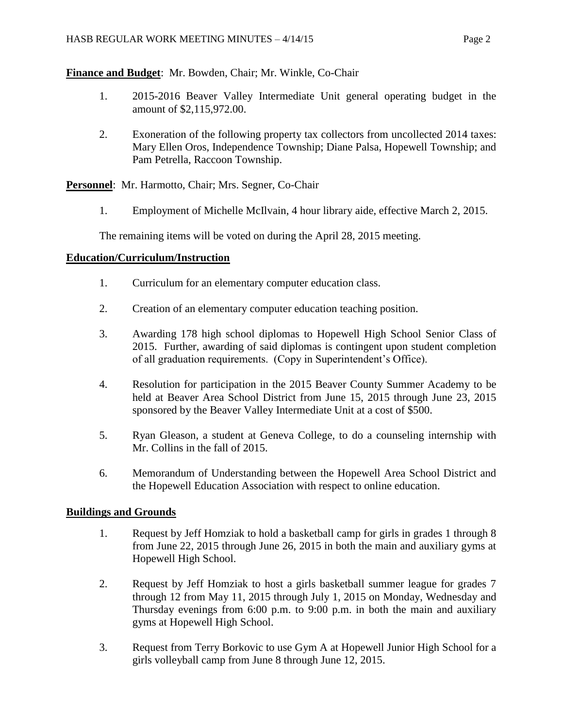**Finance and Budget**: Mr. Bowden, Chair; Mr. Winkle, Co-Chair

1. 2015-2016 Beaver Valley Intermediate Unit general operating budget in the amount of $2,115,972.00.

2. Exoneration of the following property tax collectors from uncollected 2014 taxes: Mary Ellen Oros, Independence Township; Diane Palsa, Hopewell Township; and Pam Petrella, Raccoon Township.

**Personnel**: Mr. Harmotto, Chair; Mrs. Segner, Co-Chair

1. Employment of Michelle McIlvain, 4 hour library aide, effective March 2, 2015.

The remaining items will be voted on during the April 28, 2015 meeting.

**Education/Curriculum/Instruction**

1. Curriculum for an elementary computer education class.

2. Creation of an elementary computer education teaching position.

3. Awarding 178 high school diplomas to Hopewell High School Senior Class of 2015. Further, awarding of said diplomas is contingent upon student completion of all graduation requirements. (Copy in Superintendent's Office).

4. Resolution for participation in the 2015 Beaver County Summer Academy to be held at Beaver Area School District from June 15, 2015 through June 23, 2015 sponsored by the Beaver Valley Intermediate Unit at a cost of $500.

5. Ryan Gleason, a student at Geneva College, to do a counseling internship with Mr. Collins in the fall of 2015.

6. Memorandum of Understanding between the Hopewell Area School District and the Hopewell Education Association with respect to online education.

**Buildings and Grounds**

1. Request by Jeff Homziak to hold a basketball camp for girls in grades 1 through 8 from June 22, 2015 through June 26, 2015 in both the main and auxiliary gyms at Hopewell High School.

2. Request by Jeff Homziak to host a girls basketball summer league for grades 7 through 12 from May 11, 2015 through July 1, 2015 on Monday, Wednesday and Thursday evenings from 6:00 p.m. to 9:00 p.m. in both the main and auxiliary gyms at Hopewell High School.

3. Request from Terry Borkovic to use Gym A at Hopewell Junior High School for a girls volleyball camp from June 8 through June 12, 2015.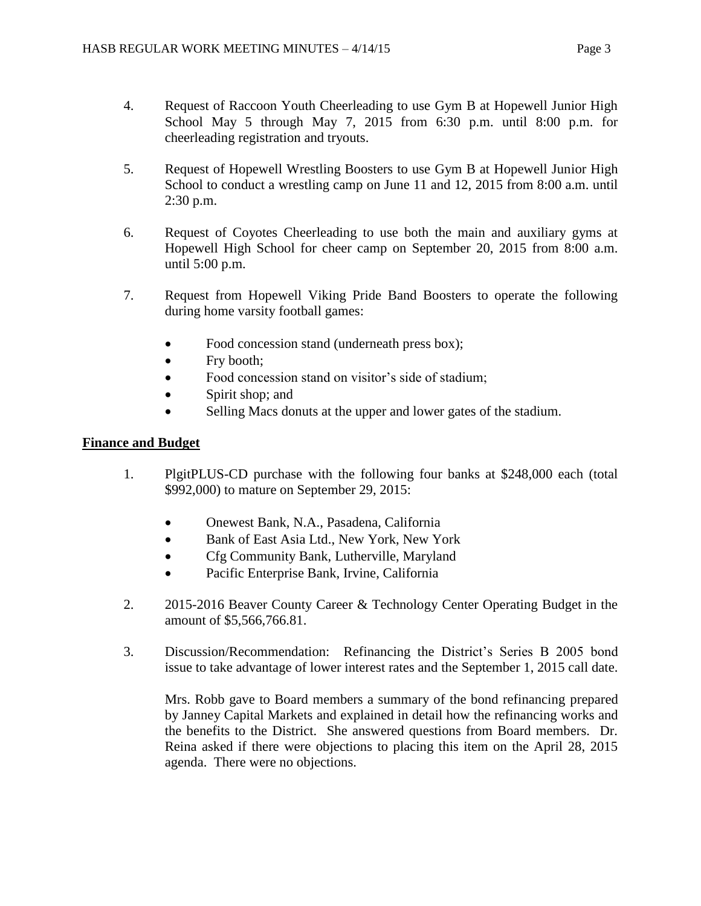4. Request of Raccoon Youth Cheerleading to use Gym B at Hopewell Junior High School May 5 through May 7, 2015 from 6:30 p.m. until 8:00 p.m. for cheerleading registration and tryouts.

5. Request of Hopewell Wrestling Boosters to use Gym B at Hopewell Junior High School to conduct a wrestling camp on June 11 and 12, 2015 from 8:00 a.m. until 2:30 p.m.

6. Request of Coyotes Cheerleading to use both the main and auxiliary gyms at Hopewell High School for cheer camp on September 20, 2015 from 8:00 a.m. until 5:00 p.m.

7. Request from Hopewell Viking Pride Band Boosters to operate the following during home varsity football games:

   - Food concession stand (underneath press box);
   - Fry booth;
   - Food concession stand on visitor's side of stadium;
   - Spirit shop; and
   - Selling Macs donuts at the upper and lower gates of the stadium.

## Finance and Budget

1. PlgitPLUS-CD purchase with the following four banks at $248,000 each (total $992,000) to mature on September 29, 2015:

   - Onewest Bank, N.A., Pasadena, California
   - Bank of East Asia Ltd., New York, New York
   - Cfg Community Bank, Lutherville, Maryland
   - Pacific Enterprise Bank, Irvine, California

2. 2015-2016 Beaver County Career & Technology Center Operating Budget in the amount of $5,566,766.81.

3. Discussion/Recommendation: Refinancing the District's Series B 2005 bond issue to take advantage of lower interest rates and the September 1, 2015 call date.

   Mrs. Robb gave to Board members a summary of the bond refinancing prepared by Janney Capital Markets and explained in detail how the refinancing works and the benefits to the District. She answered questions from Board members. Dr. Reina asked if there were objections to placing this item on the April 28, 2015 agenda. There were no objections.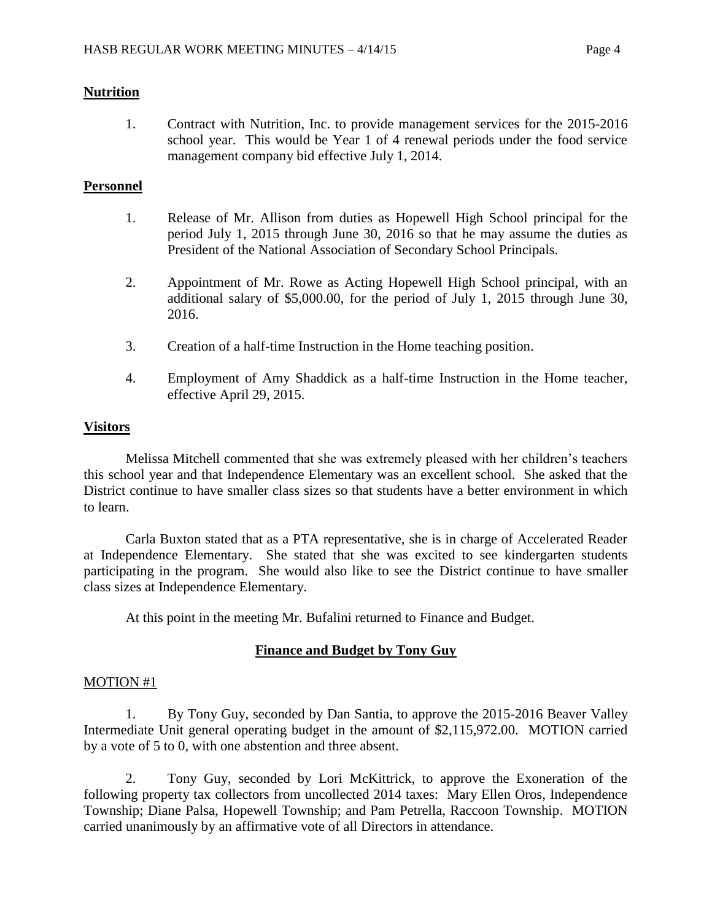**Nutrition**

1. Contract with Nutrition, Inc. to provide management services for the 2015-2016 school year. This would be Year 1 of 4 renewal periods under the food service management company bid effective July 1, 2014.

**Personnel**

1. Release of Mr. Allison from duties as Hopewell High School principal for the period July 1, 2015 through June 30, 2016 so that he may assume the duties as President of the National Association of Secondary School Principals.

2. Appointment of Mr. Rowe as Acting Hopewell High School principal, with an additional salary of $5,000.00, for the period of July 1, 2015 through June 30, 2016.

3. Creation of a half-time Instruction in the Home teaching position.

4. Employment of Amy Shaddick as a half-time Instruction in the Home teacher, effective April 29, 2015.

**Visitors**

Melissa Mitchell commented that she was extremely pleased with her children's teachers this school year and that Independence Elementary was an excellent school. She asked that the District continue to have smaller class sizes so that students have a better environment in which to learn.

Carla Buxton stated that as a PTA representative, she is in charge of Accelerated Reader at Independence Elementary. She stated that she was excited to see kindergarten students participating in the program. She would also like to see the District continue to have smaller class sizes at Independence Elementary.

At this point in the meeting Mr. Bufalini returned to Finance and Budget.

## Finance and Budget by Tony Guy

MOTION #1

1. By Tony Guy, seconded by Dan Santia, to approve the 2015-2016 Beaver Valley Intermediate Unit general operating budget in the amount of $2,115,972.00. MOTION carried by a vote of 5 to 0, with one abstention and three absent.

2. Tony Guy, seconded by Lori McKittrick, to approve the Exoneration of the following property tax collectors from uncollected 2014 taxes: Mary Ellen Oros, Independence Township; Diane Palsa, Hopewell Township; and Pam Petrella, Raccoon Township. MOTION carried unanimously by an affirmative vote of all Directors in attendance.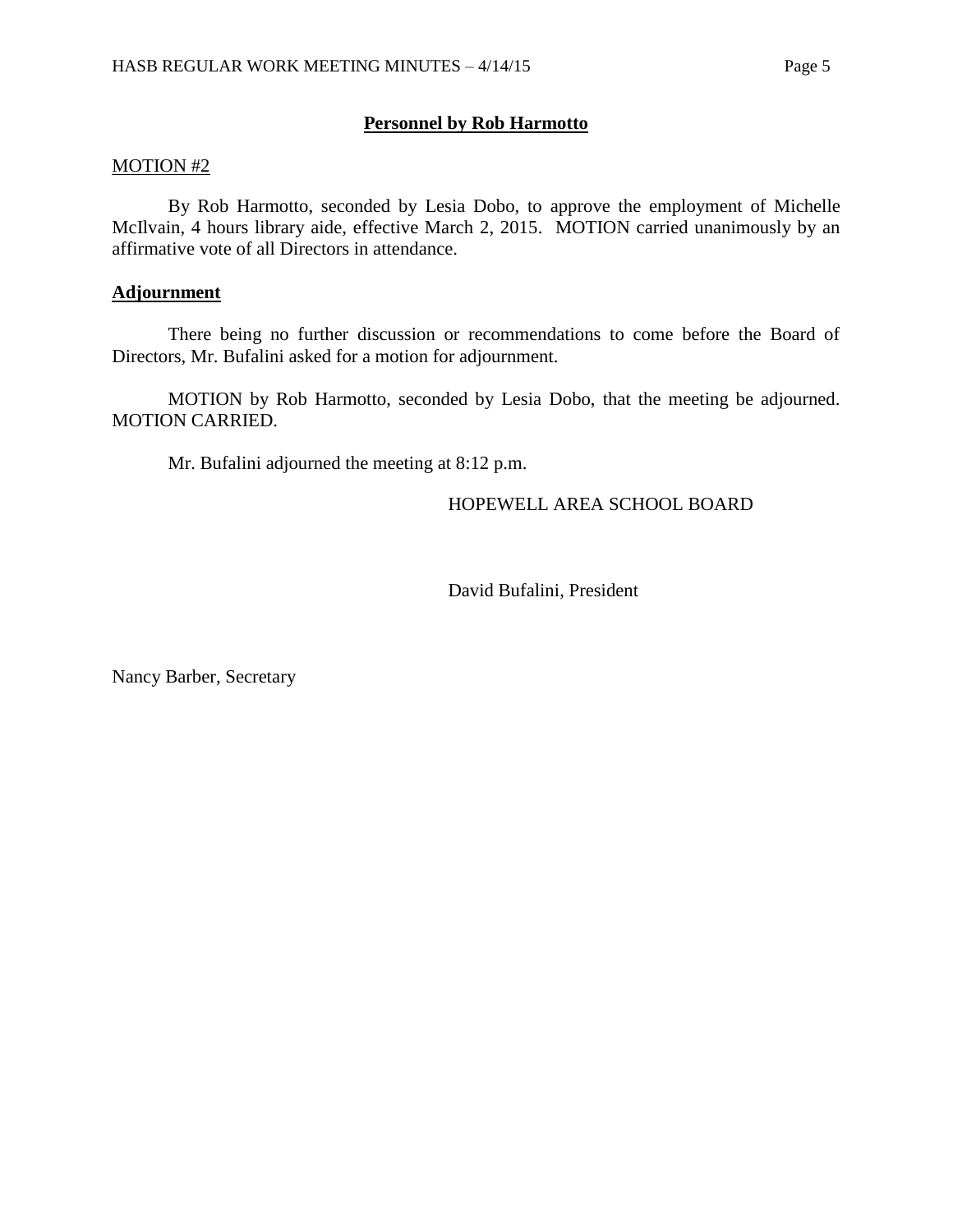**Personnel by Rob Harmotto**

MOTION #2

By Rob Harmotto, seconded by Lesia Dobo, to approve the employment of Michelle McIlvain, 4 hours library aide, effective March 2, 2015. MOTION carried unanimously by an affirmative vote of all Directors in attendance.

**Adjournment**

There being no further discussion or recommendations to come before the Board of Directors, Mr. Bufalini asked for a motion for adjournment.

MOTION by Rob Harmotto, seconded by Lesia Dobo, that the meeting be adjourned. MOTION CARRIED.

Mr. Bufalini adjourned the meeting at 8:12 p.m.

HOPEWELL AREA SCHOOL BOARD

David Bufalini, President

Nancy Barber, Secretary